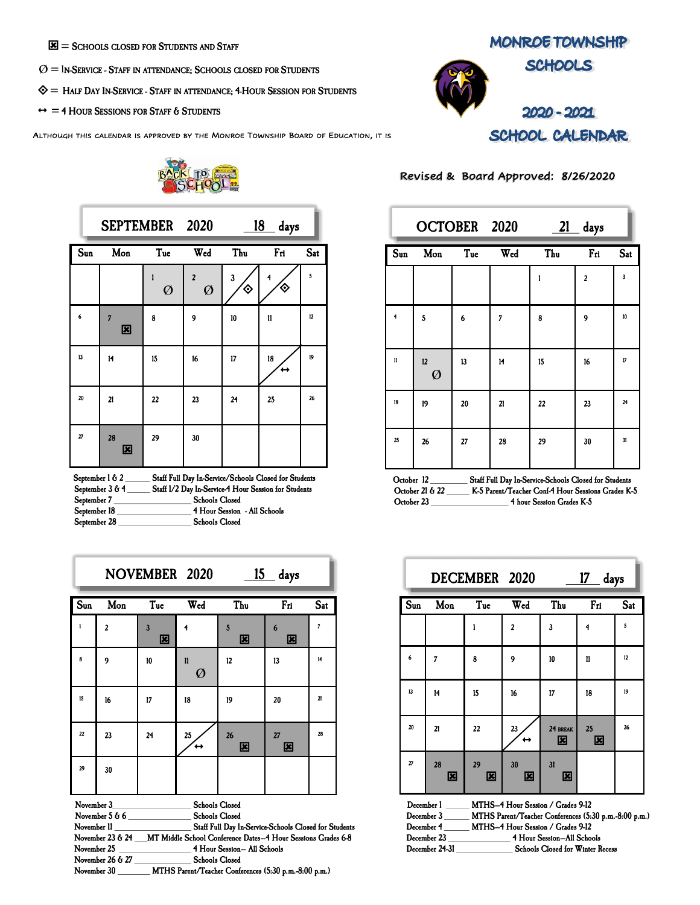# MONROE TOWNSHIP SCHOOLS

## 2020 - 2021 SCHOOL CALENDAR

⊠ = Schools closed for Students and Staff

Ø = In-Service - Staff in attendance; Schools closed for Students

◈ = Half Day In-Service - Staff in attendance; 4-Hour Session for Students

↔ = 4 Hour Sessions for Staff & Students

Although this calendar is approved by the Monroe Township Board of Education, it is

Revised & Board Approved: 8/26/2020

### SEPTEMBER 2020 — 18 days

| Sun | Mon | Tue | Wed | Thu | Fri | Sat |
|---|---|---|---|---|---|---|
| | | 1 Ø | 2 Ø | 3 ◈ | 4 ◈ | 5 |
| 6 | 7 ⊠ | 8 | 9 | 10 | 11 | 12 |
| 13 | 14 | 15 | 16 | 17 | 18 ↔ | 19 |
| 20 | 21 | 22 | 23 | 24 | 25 | 26 |
| 27 | 28 ⊠ | 29 | 30 | | | |

September 1 & 2 ______ Staff Full Day In-Service/Schools Closed for Students
September 3 & 4 ______ Staff 1/2 Day In-Service-4 Hour Session for Students
September 7 ______ Schools Closed
September 18 ______ 4 Hour Session - All Schools
September 28 ______ Schools Closed

### OCTOBER 2020 — 21 days

| Sun | Mon | Tue | Wed | Thu | Fri | Sat |
|---|---|---|---|---|---|---|
| | | | | 1 | 2 | 3 |
| 4 | 5 | 6 | 7 | 8 | 9 | 10 |
| 11 | 12 Ø | 13 | 14 | 15 | 16 | 17 |
| 18 | 19 | 20 | 21 | 22 | 23 | 24 |
| 25 | 26 | 27 | 28 | 29 | 30 | 31 |

October 12 ______ Staff Full Day In-Service-Schools Closed for Students
October 21 & 22 ______ K-5 Parent/Teacher Conf-4 Hour Sessions Grades K-5
October 23 ______ 4 hour Session Grades K-5

### NOVEMBER 2020 — 15 days

| Sun | Mon | Tue | Wed | Thu | Fri | Sat |
|---|---|---|---|---|---|---|
| 1 | 2 | 3 ⊠ | 4 | 5 ⊠ | 6 ⊠ | 7 |
| 8 | 9 | 10 | 11 Ø | 12 | 13 | 14 |
| 15 | 16 | 17 | 18 | 19 | 20 | 21 |
| 22 | 23 | 24 | 25 ↔ | 26 ⊠ | 27 ⊠ | 28 |
| 29 | 30 | | | | | |

November 3 ______ Schools Closed
November 5 & 6 ______ Schools Closed
November 11 ______ Staff Full Day In-Service-Schools Closed for Students
November 23 & 24 ______ MT Middle School Conference Dates—4 Hour Sessions Grades 6-8
November 25 ______ 4 Hour Session— All Schools
November 26 & 27 ______ Schools Closed
November 30 ______ MTHS Parent/Teacher Conferences (5:30 p.m.-8:00 p.m.)

### DECEMBER 2020 — 17 days

| Sun | Mon | Tue | Wed | Thu | Fri | Sat |
|---|---|---|---|---|---|---|
| | | 1 | 2 | 3 | 4 | 5 |
| 6 | 7 | 8 | 9 | 10 | 11 | 12 |
| 13 | 14 | 15 | 16 | 17 | 18 | 19 |
| 20 | 21 | 22 | 23 ↔ | 24 BREAK ⊠ | 25 ⊠ | 26 |
| 27 | 28 ⊠ | 29 ⊠ | 30 ⊠ | 31 ⊠ | | |

December 1 ______ MTHS—4 Hour Session / Grades 9-12
December 3 ______ MTHS Parent/Teacher Conferences (5:30 p.m.-8:00 p.m.)
December 4 ______ MTHS—4 Hour Session / Grades 9-12
December 23 ______ 4 Hour Session—All Schools
December 24-31 ______ Schools Closed for Winter Recess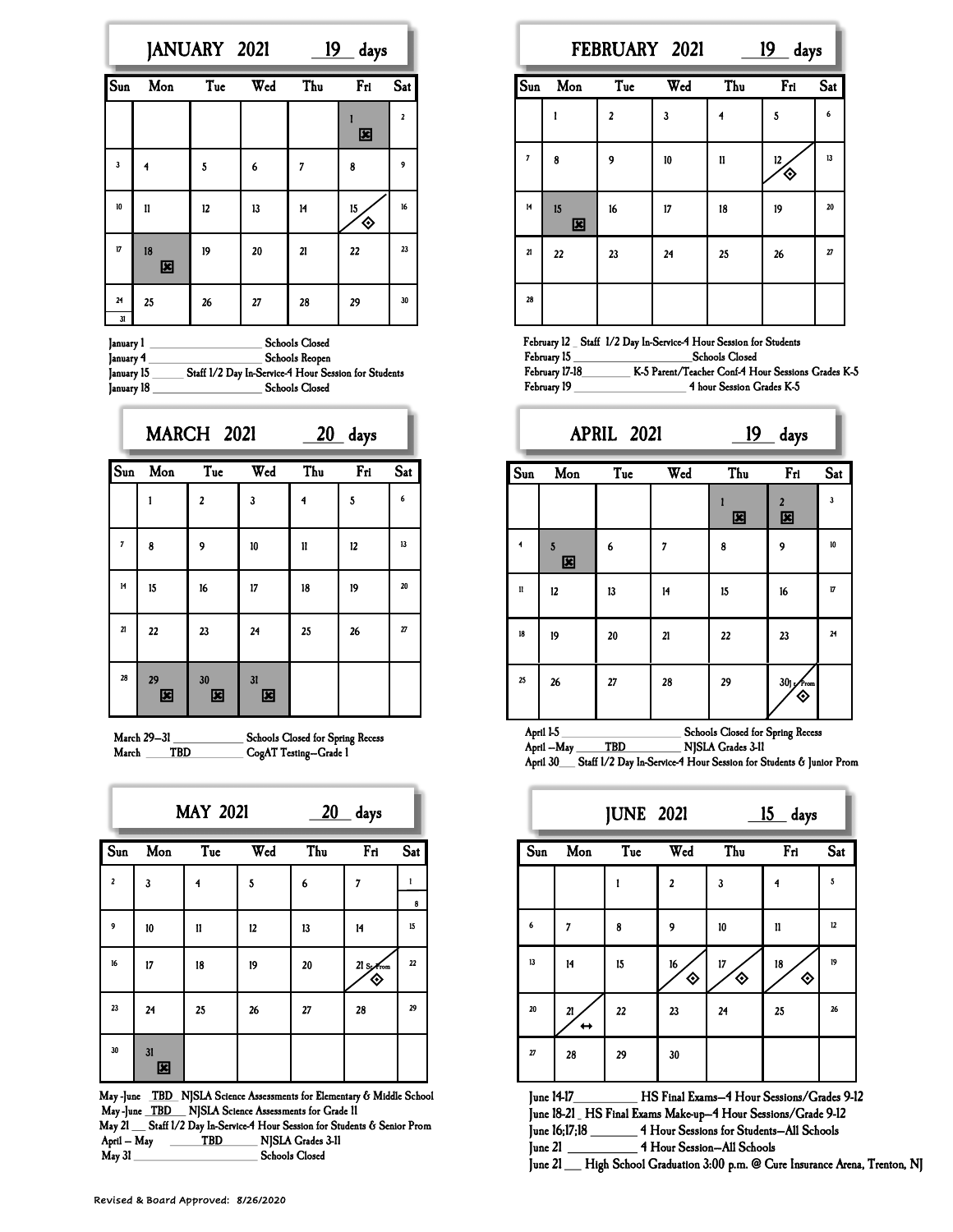## JANUARY 2021 — 19 days

| Sun | Mon | Tue | Wed | Thu | Fri | Sat |
|---|---|---|---|---|---|---|
| | | | | | 1 | 2 |
| 3 | 4 | 5 | 6 | 7 | 8 | 9 |
| 10 | 11 | 12 | 13 | 14 | 15 | 16 |
| 17 | 18 | 19 | 20 | 21 | 22 | 23 |
| 24 / 31 | 25 | 26 | 27 | 28 | 29 | 30 |

January 1 ____________________ Schools Closed
January 4 ____________________ Schools Reopen
January 15 ______ Staff 1/2 Day In-Service-4 Hour Session for Students
January 18 ____________________ Schools Closed

## FEBRUARY 2021 — 19 days

| Sun | Mon | Tue | Wed | Thu | Fri | Sat |
|---|---|---|---|---|---|---|
| | 1 | 2 | 3 | 4 | 5 | 6 |
| 7 | 8 | 9 | 10 | 11 | 12 | 13 |
| 14 | 15 | 16 | 17 | 18 | 19 | 20 |
| 21 | 22 | 23 | 24 | 25 | 26 | 27 |
| 28 | | | | | | |

February 12 _ Staff 1/2 Day In-Service-4 Hour Session for Students
February 15 ____________________ Schools Closed
February 17-18 ________ K-5 Parent/Teacher Conf-4 Hour Sessions Grades K-5
February 19 ____________________ 4 hour Session Grades K-5

## MARCH 2021 — 20 days

| Sun | Mon | Tue | Wed | Thu | Fri | Sat |
|---|---|---|---|---|---|---|
| | 1 | 2 | 3 | 4 | 5 | 6 |
| 7 | 8 | 9 | 10 | 11 | 12 | 13 |
| 14 | 15 | 16 | 17 | 18 | 19 | 20 |
| 21 | 22 | 23 | 24 | 25 | 26 | 27 |
| 28 | 29 | 30 | 31 | | | |

March 29–31 ____________ Schools Closed for Spring Recess
March _____TBD_________ CogAT Testing—Grade 1

## APRIL 2021 — 19 days

| Sun | Mon | Tue | Wed | Thu | Fri | Sat |
|---|---|---|---|---|---|---|
| | | | | 1 | 2 | 3 |
| 4 | 5 | 6 | 7 | 8 | 9 | 10 |
| 11 | 12 | 13 | 14 | 15 | 16 | 17 |
| 18 | 19 | 20 | 21 | 22 | 23 | 24 |
| 25 | 26 | 27 | 28 | 29 | 30 Jr. Prom | |

April 1-5 ____________________ Schools Closed for Spring Recess
April –May _____TBD_________ NJSLA Grades 3-11
April 30___ Staff 1/2 Day In-Service-4 Hour Session for Students & Junior Prom

## MAY 2021 — 20 days

| Sun | Mon | Tue | Wed | Thu | Fri | Sat |
|---|---|---|---|---|---|---|
| 2 | 3 | 4 | 5 | 6 | 7 | 1 / 8 |
| 9 | 10 | 11 | 12 | 13 | 14 | 15 |
| 16 | 17 | 18 | 19 | 20 | 21 Sr. Prom | 22 |
| 23 | 24 | 25 | 26 | 27 | 28 | 29 |
| 30 | 31 | | | | | |

May -June _TBD_ NJSLA Science Assessments for Elementary & Middle School
May -June _TBD___ NJSLA Science Assessments for Grade 11
May 21 ___ Staff 1/2 Day In-Service-4 Hour Session for Students & Senior Prom
April – May ______TBD_______ NJSLA Grades 3-11
May 31 ____________________ Schools Closed

## JUNE 2021 — 15 days

| Sun | Mon | Tue | Wed | Thu | Fri | Sat |
|---|---|---|---|---|---|---|
| | | 1 | 2 | 3 | 4 | 5 |
| 6 | 7 | 8 | 9 | 10 | 11 | 12 |
| 13 | 14 | 15 | 16 | 17 | 18 | 19 |
| 20 | 21 | 22 | 23 | 24 | 25 | 26 |
| 27 | 28 | 29 | 30 | | | |

June 14-17__________ HS Final Exams—4 Hour Sessions/Grades 9-12
June 18-21 _ HS Final Exams Make-up—4 Hour Sessions/Grade 9-12
June 16;17;18 ________ 4 Hour Sessions for Students—All Schools
June 21 __________ 4 Hour Session—All Schools
June 21 ___ High School Graduation 3:00 p.m. @ Cure Insurance Arena, Trenton, NJ

Revised & Board Approved: 8/26/2020